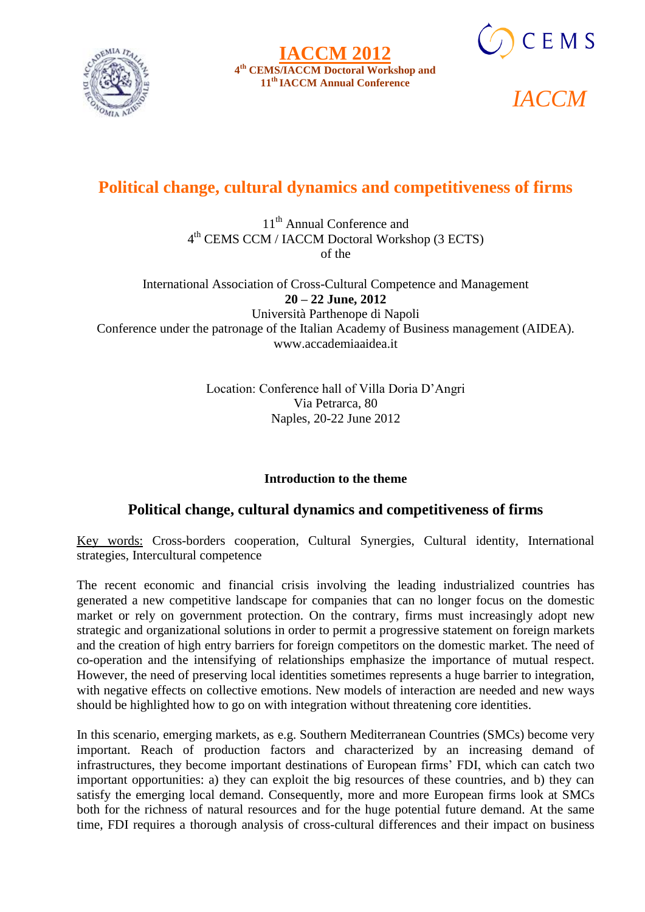**IACCM 2012**

**4th CEMS/IACCM Doctoral Workshop and 11th IACCM Annual Conference**

CEMS

*IACCM*

# Political change, cultural dynamics and competitiveness of firms

11th Annual Conference and
4th CEMS CCM / IACCM Doctoral Workshop (3 ECTS)
of the

International Association of Cross-Cultural Competence and Management
**20 – 22 June, 2012**
Università Parthenope di Napoli
Conference under the patronage of the Italian Academy of Business management (AIDEA).
www.accademiaaidea.it

Location: Conference hall of Villa Doria D'Angri
Via Petrarca, 80
Naples, 20-22 June 2012

**Introduction to the theme**

## Political change, cultural dynamics and competitiveness of firms

Key words: Cross-borders cooperation, Cultural Synergies, Cultural identity, International strategies, Intercultural competence

The recent economic and financial crisis involving the leading industrialized countries has generated a new competitive landscape for companies that can no longer focus on the domestic market or rely on government protection. On the contrary, firms must increasingly adopt new strategic and organizational solutions in order to permit a progressive statement on foreign markets and the creation of high entry barriers for foreign competitors on the domestic market. The need of co-operation and the intensifying of relationships emphasize the importance of mutual respect. However, the need of preserving local identities sometimes represents a huge barrier to integration, with negative effects on collective emotions. New models of interaction are needed and new ways should be highlighted how to go on with integration without threatening core identities.

In this scenario, emerging markets, as e.g. Southern Mediterranean Countries (SMCs) become very important. Reach of production factors and characterized by an increasing demand of infrastructures, they become important destinations of European firms' FDI, which can catch two important opportunities: a) they can exploit the big resources of these countries, and b) they can satisfy the emerging local demand. Consequently, more and more European firms look at SMCs both for the richness of natural resources and for the huge potential future demand. At the same time, FDI requires a thorough analysis of cross-cultural differences and their impact on business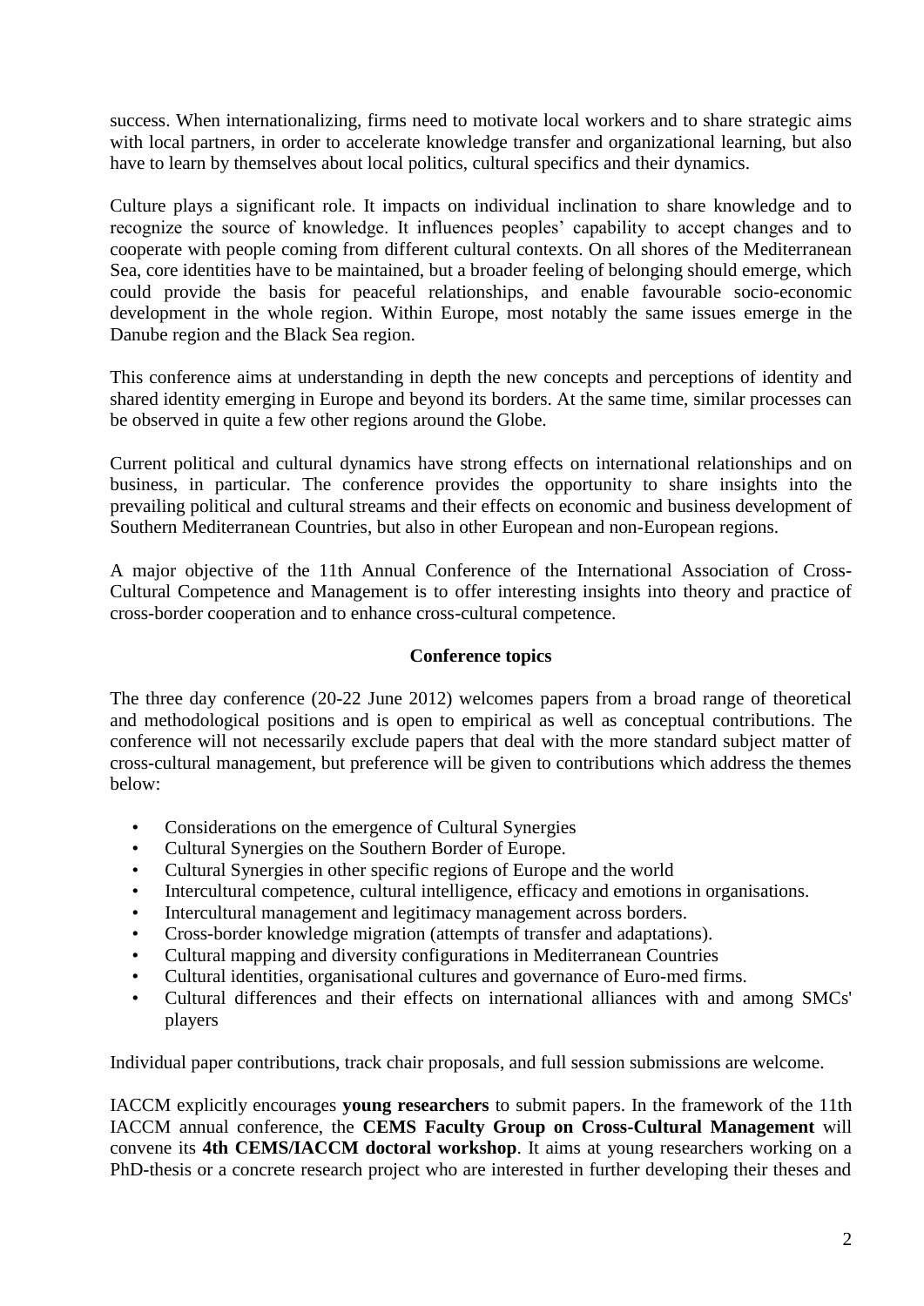success. When internationalizing, firms need to motivate local workers and to share strategic aims with local partners, in order to accelerate knowledge transfer and organizational learning, but also have to learn by themselves about local politics, cultural specifics and their dynamics.

Culture plays a significant role. It impacts on individual inclination to share knowledge and to recognize the source of knowledge. It influences peoples' capability to accept changes and to cooperate with people coming from different cultural contexts. On all shores of the Mediterranean Sea, core identities have to be maintained, but a broader feeling of belonging should emerge, which could provide the basis for peaceful relationships, and enable favourable socio-economic development in the whole region. Within Europe, most notably the same issues emerge in the Danube region and the Black Sea region.

This conference aims at understanding in depth the new concepts and perceptions of identity and shared identity emerging in Europe and beyond its borders. At the same time, similar processes can be observed in quite a few other regions around the Globe.

Current political and cultural dynamics have strong effects on international relationships and on business, in particular. The conference provides the opportunity to share insights into the prevailing political and cultural streams and their effects on economic and business development of Southern Mediterranean Countries, but also in other European and non-European regions.

A major objective of the 11th Annual Conference of the International Association of Cross-Cultural Competence and Management is to offer interesting insights into theory and practice of cross-border cooperation and to enhance cross-cultural competence.

**Conference topics**

The three day conference (20-22 June 2012) welcomes papers from a broad range of theoretical and methodological positions and is open to empirical as well as conceptual contributions. The conference will not necessarily exclude papers that deal with the more standard subject matter of cross-cultural management, but preference will be given to contributions which address the themes below:

- Considerations on the emergence of Cultural Synergies
- Cultural Synergies on the Southern Border of Europe.
- Cultural Synergies in other specific regions of Europe and the world
- Intercultural competence, cultural intelligence, efficacy and emotions in organisations.
- Intercultural management and legitimacy management across borders.
- Cross-border knowledge migration (attempts of transfer and adaptations).
- Cultural mapping and diversity configurations in Mediterranean Countries
- Cultural identities, organisational cultures and governance of Euro-med firms.
- Cultural differences and their effects on international alliances with and among SMCs' players

Individual paper contributions, track chair proposals, and full session submissions are welcome.

IACCM explicitly encourages **young researchers** to submit papers. In the framework of the 11th IACCM annual conference, the **CEMS Faculty Group on Cross-Cultural Management** will convene its **4th CEMS/IACCM doctoral workshop**. It aims at young researchers working on a PhD-thesis or a concrete research project who are interested in further developing their theses and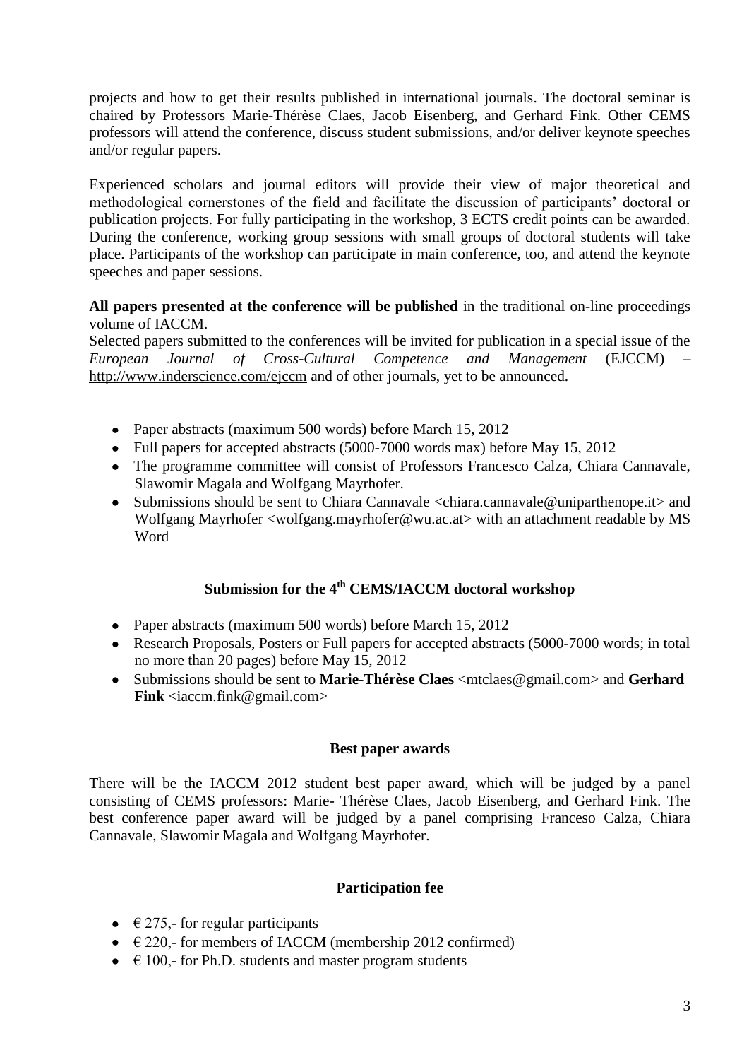projects and how to get their results published in international journals. The doctoral seminar is chaired by Professors Marie-Thérèse Claes, Jacob Eisenberg, and Gerhard Fink. Other CEMS professors will attend the conference, discuss student submissions, and/or deliver keynote speeches and/or regular papers.

Experienced scholars and journal editors will provide their view of major theoretical and methodological cornerstones of the field and facilitate the discussion of participants' doctoral or publication projects. For fully participating in the workshop, 3 ECTS credit points can be awarded. During the conference, working group sessions with small groups of doctoral students will take place. Participants of the workshop can participate in main conference, too, and attend the keynote speeches and paper sessions.

**All papers presented at the conference will be published** in the traditional on-line proceedings volume of IACCM.

Selected papers submitted to the conferences will be invited for publication in a special issue of the *European Journal of Cross-Cultural Competence and Management* (EJCCM) – http://www.inderscience.com/ejccm and of other journals, yet to be announced.

- Paper abstracts (maximum 500 words) before March 15, 2012
- Full papers for accepted abstracts (5000-7000 words max) before May 15, 2012
- The programme committee will consist of Professors Francesco Calza, Chiara Cannavale, Slawomir Magala and Wolfgang Mayrhofer.
- Submissions should be sent to Chiara Cannavale <chiara.cannavale@uniparthenope.it> and Wolfgang Mayrhofer <wolfgang.mayrhofer@wu.ac.at> with an attachment readable by MS Word

## Submission for the 4th CEMS/IACCM doctoral workshop

- Paper abstracts (maximum 500 words) before March 15, 2012
- Research Proposals, Posters or Full papers for accepted abstracts (5000-7000 words; in total no more than 20 pages) before May 15, 2012
- Submissions should be sent to **Marie-Thérèse Claes** <mtclaes@gmail.com> and **Gerhard Fink** <iaccm.fink@gmail.com>

## Best paper awards

There will be the IACCM 2012 student best paper award, which will be judged by a panel consisting of CEMS professors: Marie- Thérèse Claes, Jacob Eisenberg, and Gerhard Fink. The best conference paper award will be judged by a panel comprising Franceso Calza, Chiara Cannavale, Slawomir Magala and Wolfgang Mayrhofer.

## Participation fee

- € 275,- for regular participants
- € 220,- for members of IACCM (membership 2012 confirmed)
- € 100,- for Ph.D. students and master program students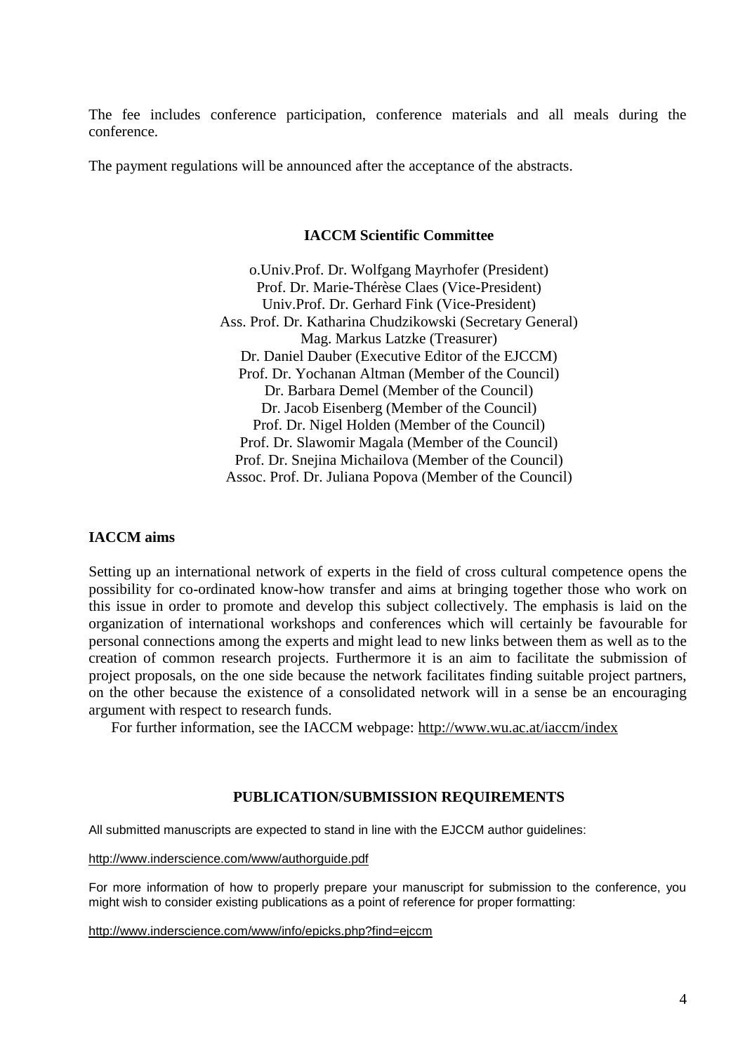The fee includes conference participation, conference materials and all meals during the conference.

The payment regulations will be announced after the acceptance of the abstracts.

### IACCM Scientific Committee

o.Univ.Prof. Dr. Wolfgang Mayrhofer (President)
Prof. Dr. Marie-Thérèse Claes (Vice-President)
Univ.Prof. Dr. Gerhard Fink (Vice-President)
Ass. Prof. Dr. Katharina Chudzikowski (Secretary General)
Mag. Markus Latzke (Treasurer)
Dr. Daniel Dauber (Executive Editor of the EJCCM)
Prof. Dr. Yochanan Altman (Member of the Council)
Dr. Barbara Demel (Member of the Council)
Dr. Jacob Eisenberg (Member of the Council)
Prof. Dr. Nigel Holden (Member of the Council)
Prof. Dr. Slawomir Magala (Member of the Council)
Prof. Dr. Snejina Michailova (Member of the Council)
Assoc. Prof. Dr. Juliana Popova (Member of the Council)

### IACCM aims

Setting up an international network of experts in the field of cross cultural competence opens the possibility for co-ordinated know-how transfer and aims at bringing together those who work on this issue in order to promote and develop this subject collectively. The emphasis is laid on the organization of international workshops and conferences which will certainly be favourable for personal connections among the experts and might lead to new links between them as well as to the creation of common research projects. Furthermore it is an aim to facilitate the submission of project proposals, on the one side because the network facilitates finding suitable project partners, on the other because the existence of a consolidated network will in a sense be an encouraging argument with respect to research funds.

For further information, see the IACCM webpage: http://www.wu.ac.at/iaccm/index

### PUBLICATION/SUBMISSION REQUIREMENTS

All submitted manuscripts are expected to stand in line with the EJCCM author guidelines:

http://www.inderscience.com/www/authorguide.pdf

For more information of how to properly prepare your manuscript for submission to the conference, you might wish to consider existing publications as a point of reference for proper formatting:

http://www.inderscience.com/www/info/epicks.php?find=ejccm